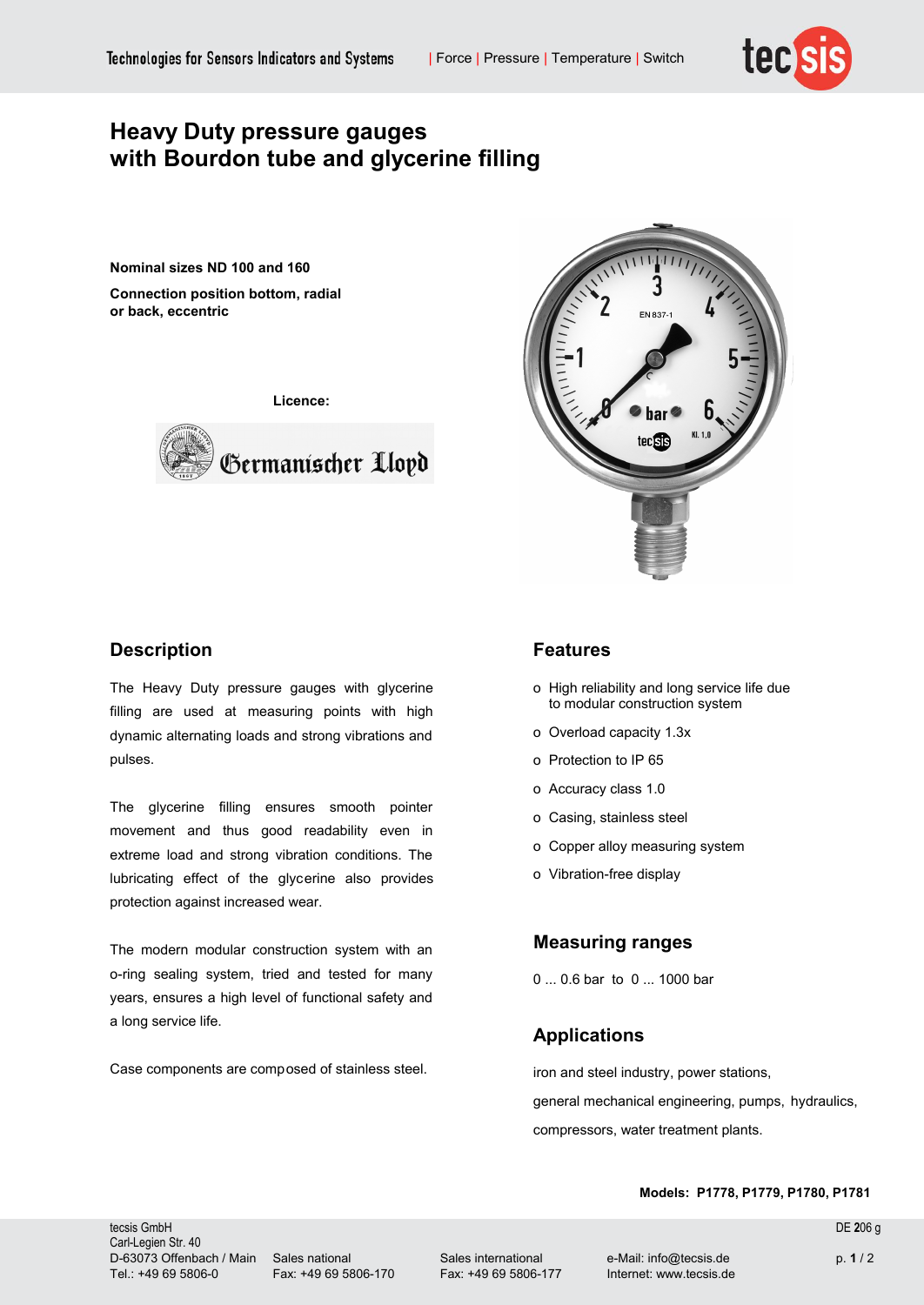# Heavy Duty pressure gauges with Bourdon tube and glycerine filling

**Nominal sizes ND 100 and 160**

**Connection position bottom, radial or back, eccentric**

**Licence:**

## Description

The Heavy Duty pressure gauges with glycerine filling are used at measuring points with high dynamic alternating loads and strong vibrations and pulses.

The glycerine filling ensures smooth pointer movement and thus good readability even in extreme load and strong vibration conditions. The lubricating effect of the glycerine also provides protection against increased wear.

The modern modular construction system with an o-ring sealing system, tried and tested for many years, ensures a high level of functional safety and a long service life.

Case components are composed of stainless steel.

## Features

- High reliability and long service life due to modular construction system
- Overload capacity 1.3x
- Protection to IP 65
- Accuracy class 1.0
- Casing, stainless steel
- Copper alloy measuring system
- Vibration-free display

## Measuring ranges

0 ... 0.6 bar to 0 ... 1000 bar

## Applications

iron and steel industry, power stations,

general mechanical engineering, pumps, hydraulics,

compressors, water treatment plants.

**Models: P1778, P1779, P1780, P1781**

tecsis GmbH
Carl-Legien Str. 40
D-63073 Offenbach / Main
Tel.: +49 69 5806-0

Sales national
Fax: +49 69 5806-170

Sales international
Fax: +49 69 5806-177

e-Mail: info@tecsis.de
Internet: www.tecsis.de

DE 206 g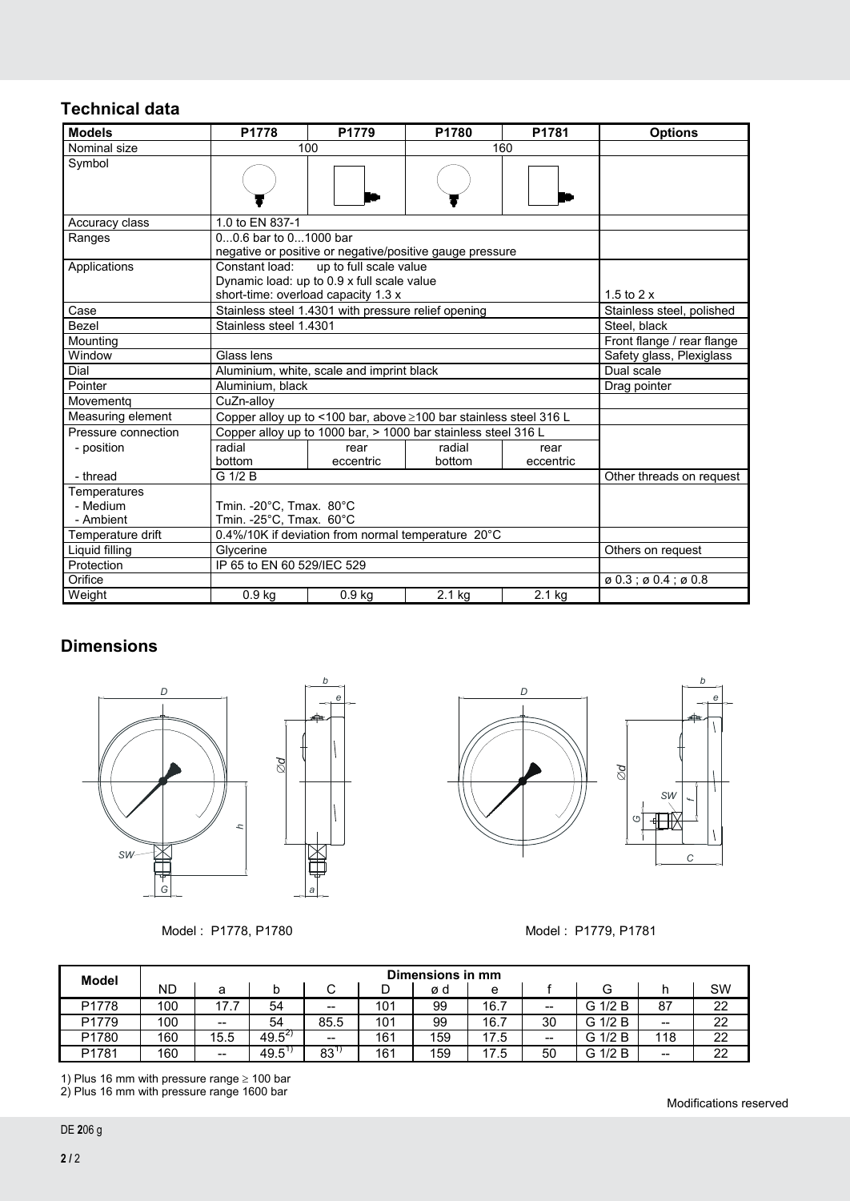## Technical data

| Models | P1778 | P1779 | P1780 | P1781 | Options |
|---|---|---|---|---|---|
| Nominal size | 100 | | 160 | | |
| Symbol | | | | | |
| Accuracy class | 1.0 to EN 837-1 | | | | |
| Ranges | 0...0.6 bar to 0...1000 bar<br>negative or positive or negative/positive gauge pressure | | | | |
| Applications | Constant load: up to full scale value<br>Dynamic load: up to 0.9 x full scale value<br>short-time: overload capacity 1.3 x | | | | 1.5 to 2 x |
| Case | Stainless steel 1.4301 with pressure relief opening | | | | Stainless steel, polished |
| Bezel | Stainless steel 1.4301 | | | | Steel, black |
| Mounting | | | | | Front flange / rear flange |
| Window | Glass lens | | | | Safety glass, Plexiglass |
| Dial | Aluminium, white, scale and imprint black | | | | Dual scale |
| Pointer | Aluminium, black | | | | Drag pointer |
| Movementq | CuZn-alloy | | | | |
| Measuring element | Copper alloy up to <100 bar, above ≥100 bar stainless steel 316 L | | | | |
| Pressure connection | Copper alloy up to 1000 bar, > 1000 bar stainless steel 316 L | | | | |
| - position | radial bottom | rear eccentric | radial bottom | rear eccentric | |
| - thread | G 1/2 B | | | | Other threads on request |
| Temperatures<br>- Medium<br>- Ambient | Tmin. -20°C, Tmax. 80°C<br>Tmin. -25°C, Tmax. 60°C | | | | |
| Temperature drift | 0.4%/10K if deviation from normal temperature 20°C | | | | |
| Liquid filling | Glycerine | | | | Others on request |
| Protection | IP 65 to EN 60 529/IEC 529 | | | | |
| Orifice | | | | | ø 0.3 ; ø 0.4 ; ø 0.8 |
| Weight | 0.9 kg | 0.9 kg | 2.1 kg | 2.1 kg | |

## Dimensions

D
b
e
Ød
h
SW
G
a

Model : P1778, P1780

D
b
e
Ød
SW
f
G
C

Model : P1779, P1781

| Model | Dimensions in mm | | | | | | | | | | |
|---|---|---|---|---|---|---|---|---|---|---|---|
| | ND | a | b | C | D | ø d | e | f | G | h | SW |
| P1778 | 100 | 17.7 | 54 | -- | 101 | 99 | 16.7 | -- | G 1/2 B | 87 | 22 |
| P1779 | 100 | -- | 54 | 85.5 | 101 | 99 | 16.7 | 30 | G 1/2 B | -- | 22 |
| P1780 | 160 | 15.5 | 49.5[2] | -- | 161 | 159 | 17.5 | -- | G 1/2 B | 118 | 22 |
| P1781 | 160 | -- | 49.5[1] | 83[1] | 161 | 159 | 17.5 | 50 | G 1/2 B | -- | 22 |

1) Plus 16 mm with pressure range ≥ 100 bar
2) Plus 16 mm with pressure range 1600 bar

Modifications reserved

DE 206 g